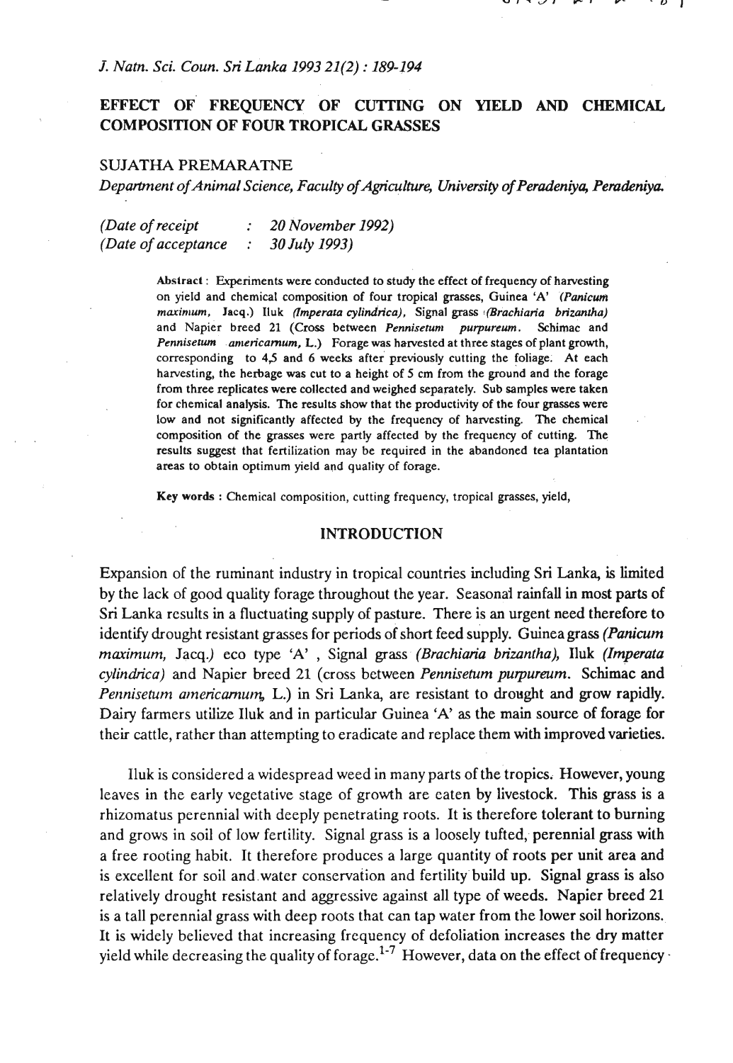# EFFECT OF FREQUENCY OF CUTTING ON YIELD AND CHEMICAL COMPOSITION OF FOUR TROPICAL GRASSES

SUJATHA PREMARATNE

*Department of Animal Science, Faculty of Agriculture, University of Peradeniya, Peradeniya.*

*(Date of receipt : 20 November 1992)*
*(Date of acceptance : 30 July 1993)*

**Abstract** : Experiments were conducted to study the effect of frequency of harvesting on yield and chemical composition of four tropical grasses, Guinea 'A' *(Panicum maximum,* Jacq.) Iluk *(Imperata cylindrica),* Signal grass *(Brachiaria brizantha)* and Napier breed 21 (Cross between *Pennisetum purpureum.* Schimac and *Pennisetum americarnum,* L.) Forage was harvested at three stages of plant growth, corresponding to 4,5 and 6 weeks after previously cutting the foliage. At each harvesting, the herbage was cut to a height of 5 cm from the ground and the forage from three replicates were collected and weighed separately. Sub samples were taken for chemical analysis. The results show that the productivity of the four grasses were low and not significantly affected by the frequency of harvesting. The chemical composition of the grasses were partly affected by the frequency of cutting. The results suggest that fertilization may be required in the abandoned tea plantation areas to obtain optimum yield and quality of forage.

**Key words** : Chemical composition, cutting frequency, tropical grasses, yield,

## INTRODUCTION

Expansion of the ruminant industry in tropical countries including Sri Lanka, is limited by the lack of good quality forage throughout the year. Seasonal rainfall in most parts of Sri Lanka results in a fluctuating supply of pasture. There is an urgent need therefore to identify drought resistant grasses for periods of short feed supply. Guinea grass *(Panicum maximum,* Jacq.) eco type 'A' , Signal grass *(Brachiaria brizantha),* Iluk *(Imperata cylindrica)* and Napier breed 21 (cross between *Pennisetum purpureum.* Schimac and *Pennisetum americanum,* L.) in Sri Lanka, are resistant to drought and grow rapidly. Dairy farmers utilize Iluk and in particular Guinea 'A' as the main source of forage for their cattle, rather than attempting to eradicate and replace them with improved varieties.

Iluk is considered a widespread weed in many parts of the tropics. However, young leaves in the early vegetative stage of growth are eaten by livestock. This grass is a rhizomatus perennial with deeply penetrating roots. It is therefore tolerant to burning and grows in soil of low fertility. Signal grass is a loosely tufted, perennial grass with a free rooting habit. It therefore produces a large quantity of roots per unit area and is excellent for soil and water conservation and fertility build up. Signal grass is also relatively drought resistant and aggressive against all type of weeds. Napier breed 21 is a tall perennial grass with deep roots that can tap water from the lower soil horizons. It is widely believed that increasing frequency of defoliation increases the dry matter yield while decreasing the quality of forage.[1-7] However, data on the effect of frequency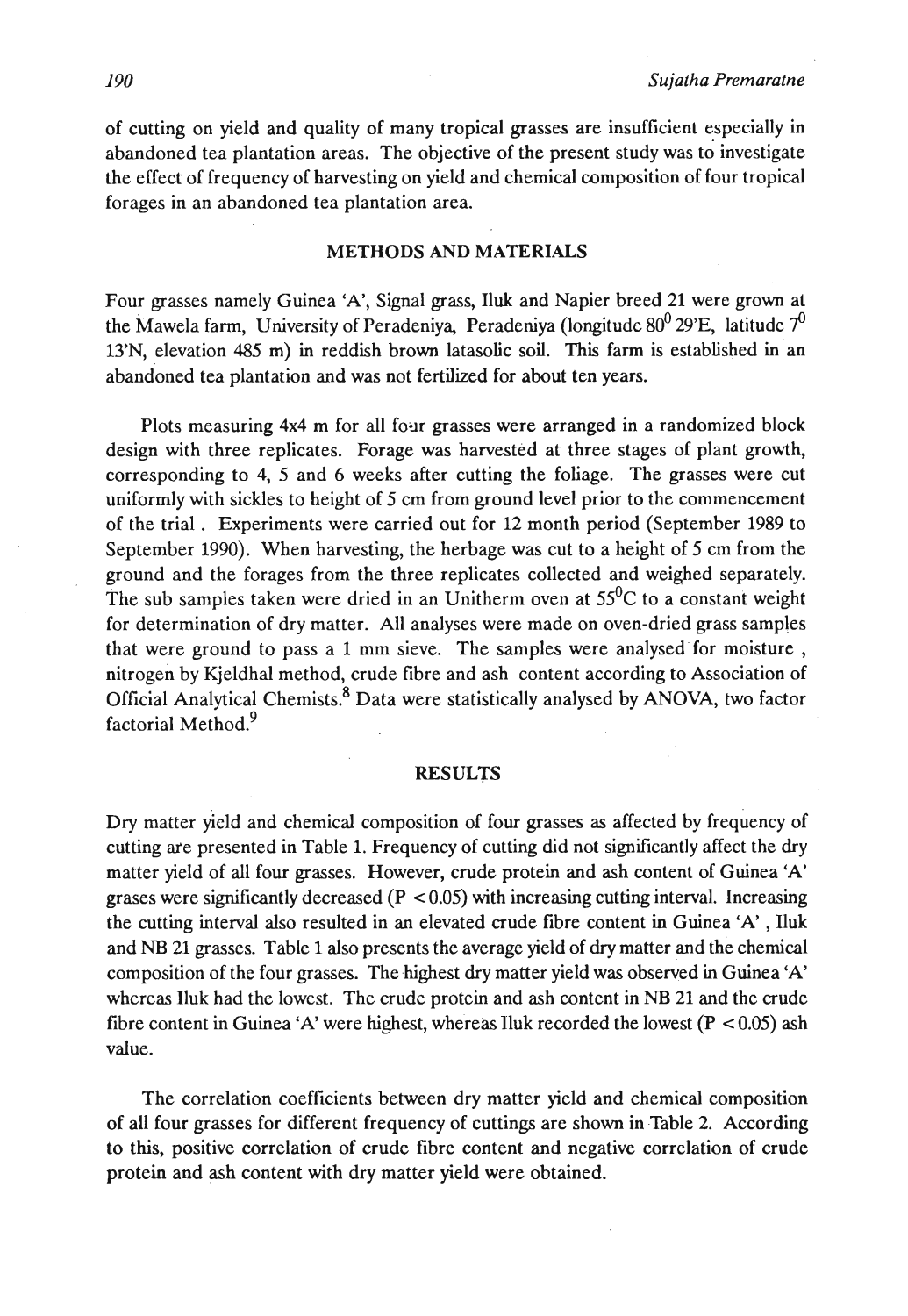of cutting on yield and quality of many tropical grasses are insufficient especially in abandoned tea plantation areas. The objective of the present study was to investigate the effect of frequency of harvesting on yield and chemical composition of four tropical forages in an abandoned tea plantation area.

## METHODS AND MATERIALS

Four grasses namely Guinea 'A', Signal grass, Iluk and Napier breed 21 were grown at the Mawela farm, University of Peradeniya, Peradeniya (longitude $80^0$ 29'E, latitude $7^0$ 13'N, elevation 485 m) in reddish brown latasolic soil. This farm is established in an abandoned tea plantation and was not fertilized for about ten years.

Plots measuring 4x4 m for all four grasses were arranged in a randomized block design with three replicates. Forage was harvested at three stages of plant growth, corresponding to 4, 5 and 6 weeks after cutting the foliage. The grasses were cut uniformly with sickles to height of 5 cm from ground level prior to the commencement of the trial . Experiments were carried out for 12 month period (September 1989 to September 1990). When harvesting, the herbage was cut to a height of 5 cm from the ground and the forages from the three replicates collected and weighed separately. The sub samples taken were dried in an Unitherm oven at $55^0$C to a constant weight for determination of dry matter. All analyses were made on oven-dried grass samples that were ground to pass a 1 mm sieve. The samples were analysed for moisture , nitrogen by Kjeldhal method, crude fibre and ash content according to Association of Official Analytical Chemists.[8] Data were statistically analysed by ANOVA, two factor factorial Method.[9]

## RESULTS

Dry matter yield and chemical composition of four grasses as affected by frequency of cutting are presented in Table 1. Frequency of cutting did not significantly affect the dry matter yield of all four grasses. However, crude protein and ash content of Guinea 'A' grases were significantly decreased ($P < 0.05$) with increasing cutting interval. Increasing the cutting interval also resulted in an elevated crude fibre content in Guinea 'A' , Iluk and NB 21 grasses. Table 1 also presents the average yield of dry matter and the chemical composition of the four grasses. The highest dry matter yield was observed in Guinea 'A' whereas Iluk had the lowest. The crude protein and ash content in NB 21 and the crude fibre content in Guinea 'A' were highest, whereas Iluk recorded the lowest ($P < 0.05$) ash value.

The correlation coefficients between dry matter yield and chemical composition of all four grasses for different frequency of cuttings are shown in Table 2. According to this, positive correlation of crude fibre content and negative correlation of crude protein and ash content with dry matter yield were obtained.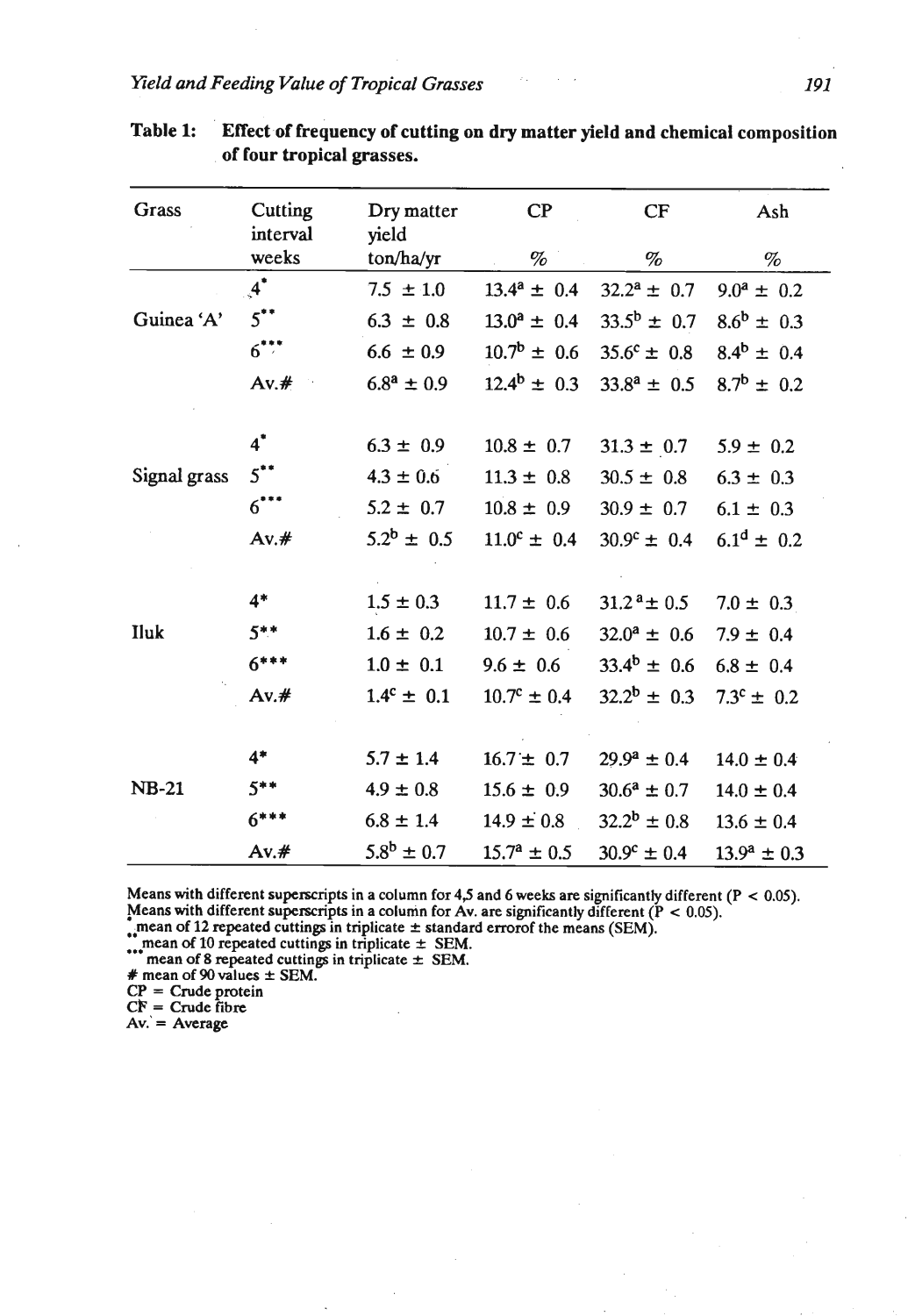**Table 1: Effect of frequency of cutting on dry matter yield and chemical composition of four tropical grasses.**

| Grass | Cutting interval weeks | Dry matter yield ton/ha/yr | CP % | CF % | Ash % |
|---|---|---|---|---|---|
| | 4* | 7.5 ± 1.0 | $13.4^{a}$ ± 0.4 | $32.2^{a}$ ± 0.7 | $9.0^{a}$ ± 0.2 |
| Guinea 'A' | 5** | 6.3 ± 0.8 | $13.0^{a}$ ± 0.4 | $33.5^{b}$ ± 0.7 | $8.6^{b}$ ± 0.3 |
| | 6*** | 6.6 ± 0.9 | $10.7^{b}$ ± 0.6 | $35.6^{c}$ ± 0.8 | $8.4^{b}$ ± 0.4 |
| | Av.# | $6.8^{a}$ ± 0.9 | $12.4^{b}$ ± 0.3 | $33.8^{a}$ ± 0.5 | $8.7^{b}$ ± 0.2 |
| | 4* | 6.3 ± 0.9 | 10.8 ± 0.7 | 31.3 ± 0.7 | 5.9 ± 0.2 |
| Signal grass | 5** | 4.3 ± 0.6 | 11.3 ± 0.8 | 30.5 ± 0.8 | 6.3 ± 0.3 |
| | 6*** | 5.2 ± 0.7 | 10.8 ± 0.9 | 30.9 ± 0.7 | 6.1 ± 0.3 |
| | Av.# | $5.2^{b}$ ± 0.5 | $11.0^{c}$ ± 0.4 | $30.9^{c}$ ± 0.4 | $6.1^{d}$ ± 0.2 |
| | 4* | 1.5 ± 0.3 | 11.7 ± 0.6 | $31.2^{a}$ ± 0.5 | 7.0 ± 0.3 |
| Iluk | 5** | 1.6 ± 0.2 | 10.7 ± 0.6 | $32.0^{a}$ ± 0.6 | 7.9 ± 0.4 |
| | 6*** | 1.0 ± 0.1 | 9.6 ± 0.6 | $33.4^{b}$ ± 0.6 | 6.8 ± 0.4 |
| | Av.# | $1.4^{c}$ ± 0.1 | $10.7^{c}$ ± 0.4 | $32.2^{b}$ ± 0.3 | $7.3^{c}$ ± 0.2 |
| | 4* | 5.7 ± 1.4 | 16.7 ± 0.7 | $29.9^{a}$ ± 0.4 | 14.0 ± 0.4 |
| NB-21 | 5** | 4.9 ± 0.8 | 15.6 ± 0.9 | $30.6^{a}$ ± 0.7 | 14.0 ± 0.4 |
| | 6*** | 6.8 ± 1.4 | 14.9 ± 0.8 | $32.2^{b}$ ± 0.8 | 13.6 ± 0.4 |
| | Av.# | $5.8^{b}$ ± 0.7 | $15.7^{a}$ ± 0.5 | $30.9^{c}$ ± 0.4 | $13.9^{a}$ ± 0.3 |

Means with different superscripts in a column for 4,5 and 6 weeks are significantly different ($P < 0.05$).
Means with different superscripts in a column for Av. are significantly different ($P < 0.05$).
\* mean of 12 repeated cuttings in triplicate ± standard errorof the means (SEM).
\*\* mean of 10 repeated cuttings in triplicate ± SEM.
\*\*\* mean of 8 repeated cuttings in triplicate ± SEM.
\# mean of 90 values ± SEM.
CP = Crude protein
CF = Crude fibre
Av. = Average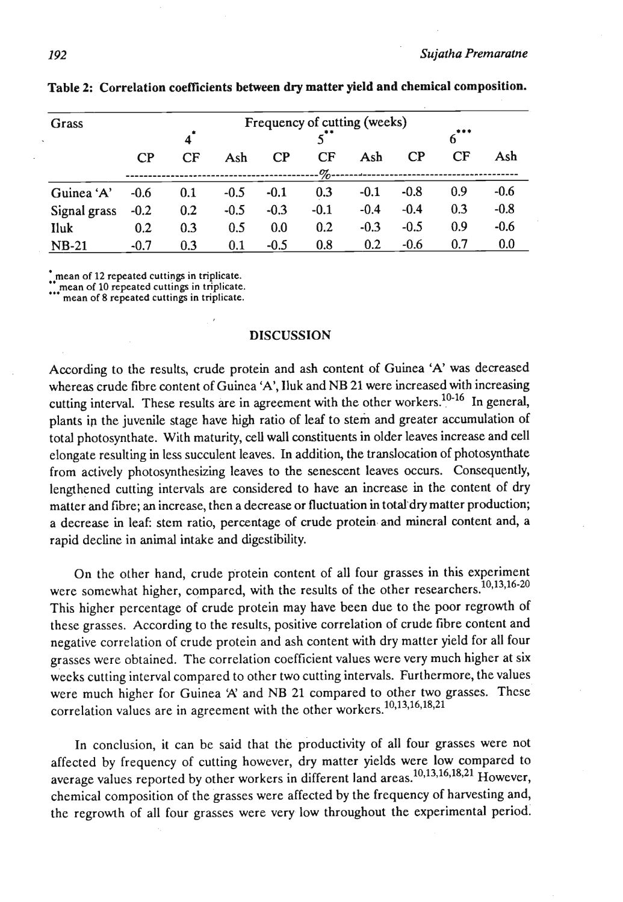**Table 2: Correlation coefficients between dry matter yield and chemical composition.**

| Grass | Frequency of cutting (weeks) | | | | | | | | |
|---|---|---|---|---|---|---|---|---|---|
| | 4* | | | 5** | | | 6*** | | |
| | CP | CF | Ash | CP | CF | Ash | CP | CF | Ash |
| | % | | | | | | | | |
| Guinea 'A' | -0.6 | 0.1 | -0.5 | -0.1 | 0.3 | -0.1 | -0.8 | 0.9 | -0.6 |
| Signal grass | -0.2 | 0.2 | -0.5 | -0.3 | -0.1 | -0.4 | -0.4 | 0.3 | -0.8 |
| Iluk | 0.2 | 0.3 | 0.5 | 0.0 | 0.2 | -0.3 | -0.5 | 0.9 | -0.6 |
| NB-21 | -0.7 | 0.3 | 0.1 | -0.5 | 0.8 | 0.2 | -0.6 | 0.7 | 0.0 |

\* mean of 12 repeated cuttings in triplicate.
\** mean of 10 repeated cuttings in triplicate.
\*** mean of 8 repeated cuttings in triplicate.

## DISCUSSION

According to the results, crude protein and ash content of Guinea 'A' was decreased whereas crude fibre content of Guinea 'A', Iluk and NB 21 were increased with increasing cutting interval. These results are in agreement with the other workers.[10-16] In general, plants in the juvenile stage have high ratio of leaf to stem and greater accumulation of total photosynthate. With maturity, cell wall constituents in older leaves increase and cell elongate resulting in less succulent leaves. In addition, the translocation of photosynthate from actively photosynthesizing leaves to the senescent leaves occurs. Consequently, lengthened cutting intervals are considered to have an increase in the content of dry matter and fibre; an increase, then a decrease or fluctuation in total dry matter production; a decrease in leaf: stem ratio, percentage of crude protein and mineral content and, a rapid decline in animal intake and digestibility.

On the other hand, crude protein content of all four grasses in this experiment were somewhat higher, compared, with the results of the other researchers.[10,13,16-20] This higher percentage of crude protein may have been due to the poor regrowth of these grasses. According to the results, positive correlation of crude fibre content and negative correlation of crude protein and ash content with dry matter yield for all four grasses were obtained. The correlation coefficient values were very much higher at six weeks cutting interval compared to other two cutting intervals. Furthermore, the values were much higher for Guinea 'A' and NB 21 compared to other two grasses. These correlation values are in agreement with the other workers.[10,13,16,18,21]

In conclusion, it can be said that the productivity of all four grasses were not affected by frequency of cutting however, dry matter yields were low compared to average values reported by other workers in different land areas.[10,13,16,18,21] However, chemical composition of the grasses were affected by the frequency of harvesting and, the regrowth of all four grasses were very low throughout the experimental period.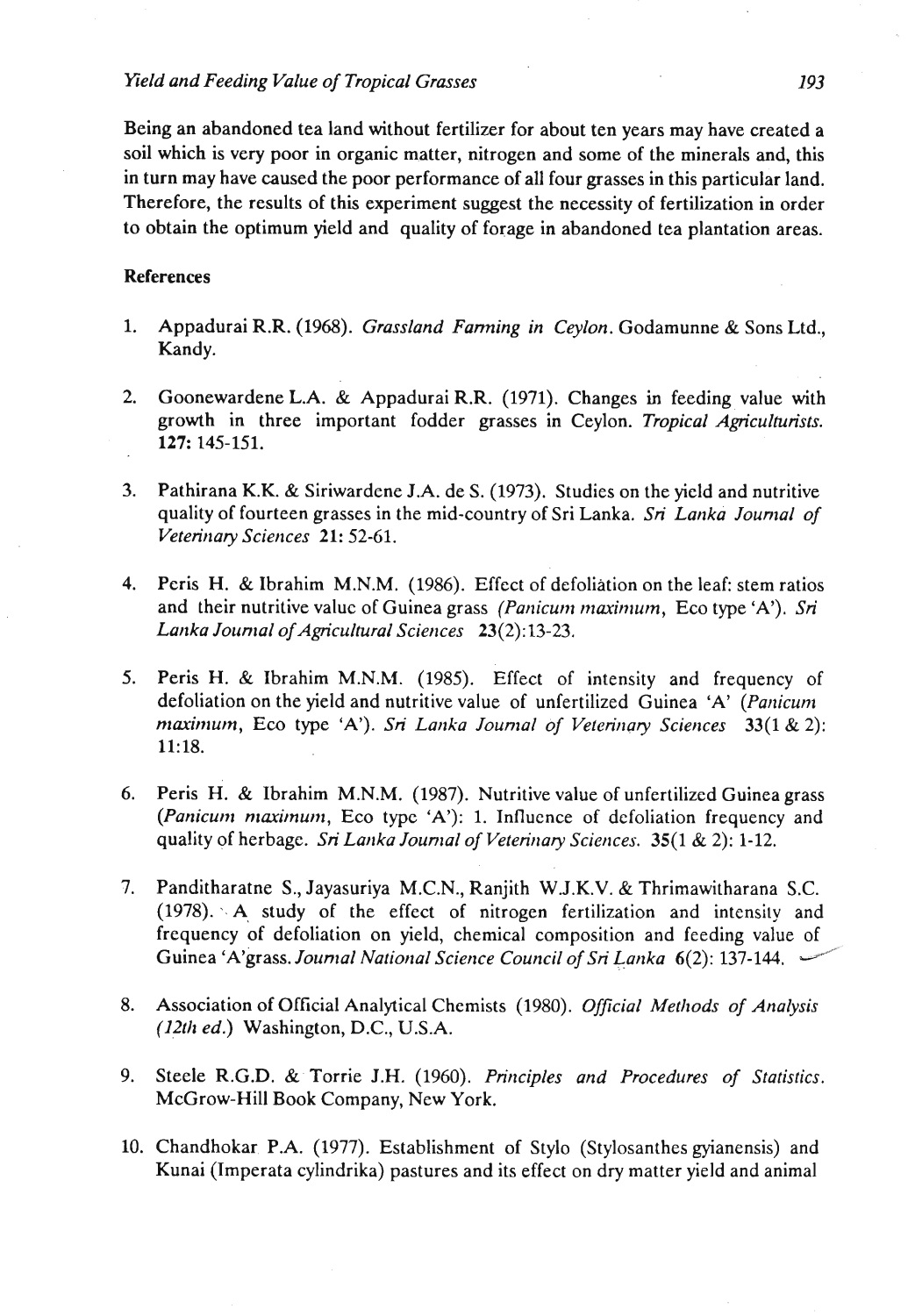Being an abandoned tea land without fertilizer for about ten years may have created a soil which is very poor in organic matter, nitrogen and some of the minerals and, this in turn may have caused the poor performance of all four grasses in this particular land. Therefore, the results of this experiment suggest the necessity of fertilization in order to obtain the optimum yield and quality of forage in abandoned tea plantation areas.

## References

1. Appadurai R.R. (1968). *Grassland Farming in Ceylon*. Godamunne & Sons Ltd., Kandy.

2. Goonewardene L.A. & Appadurai R.R. (1971). Changes in feeding value with growth in three important fodder grasses in Ceylon. *Tropical Agriculturists*. **127:** 145-151.

3. Pathirana K.K. & Siriwardene J.A. de S. (1973). Studies on the yield and nutritive quality of fourteen grasses in the mid-country of Sri Lanka. *Sri Lanka Journal of Veterinary Sciences* **21:** 52-61.

4. Peris H. & Ibrahim M.N.M. (1986). Effect of defoliation on the leaf: stem ratios and their nutritive value of Guinea grass *(Panicum maximum*, Eco type 'A'). *Sri Lanka Journal of Agricultural Sciences* **23**(2):13-23.

5. Peris H. & Ibrahim M.N.M. (1985). Effect of intensity and frequency of defoliation on the yield and nutritive value of unfertilized Guinea 'A' *(Panicum maximum*, Eco type 'A'). *Sri Lanka Journal of Veterinary Sciences* **33**(1 & 2): 11:18.

6. Peris H. & Ibrahim M.N.M. (1987). Nutritive value of unfertilized Guinea grass *(Panicum maximum*, Eco type 'A'): 1. Influence of defoliation frequency and quality of herbage. *Sri Lanka Journal of Veterinary Sciences*. **35**(1 & 2): 1-12.

7. Panditharatne S., Jayasuriya M.C.N., Ranjith W.J.K.V. & Thrimawitharana S.C. (1978). A study of the effect of nitrogen fertilization and intensity and frequency of defoliation on yield, chemical composition and feeding value of Guinea 'A'grass. *Journal National Science Council of Sri Lanka* **6**(2): 137-144.

8. Association of Official Analytical Chemists (1980). *Official Methods of Analysis (12th ed.)* Washington, D.C., U.S.A.

9. Steele R.G.D. & Torrie J.H. (1960). *Principles and Procedures of Statistics*. McGrow-Hill Book Company, New York.

10. Chandhokar P.A. (1977). Establishment of Stylo (Stylosanthes gyianensis) and Kunai (Imperata cylindrika) pastures and its effect on dry matter yield and animal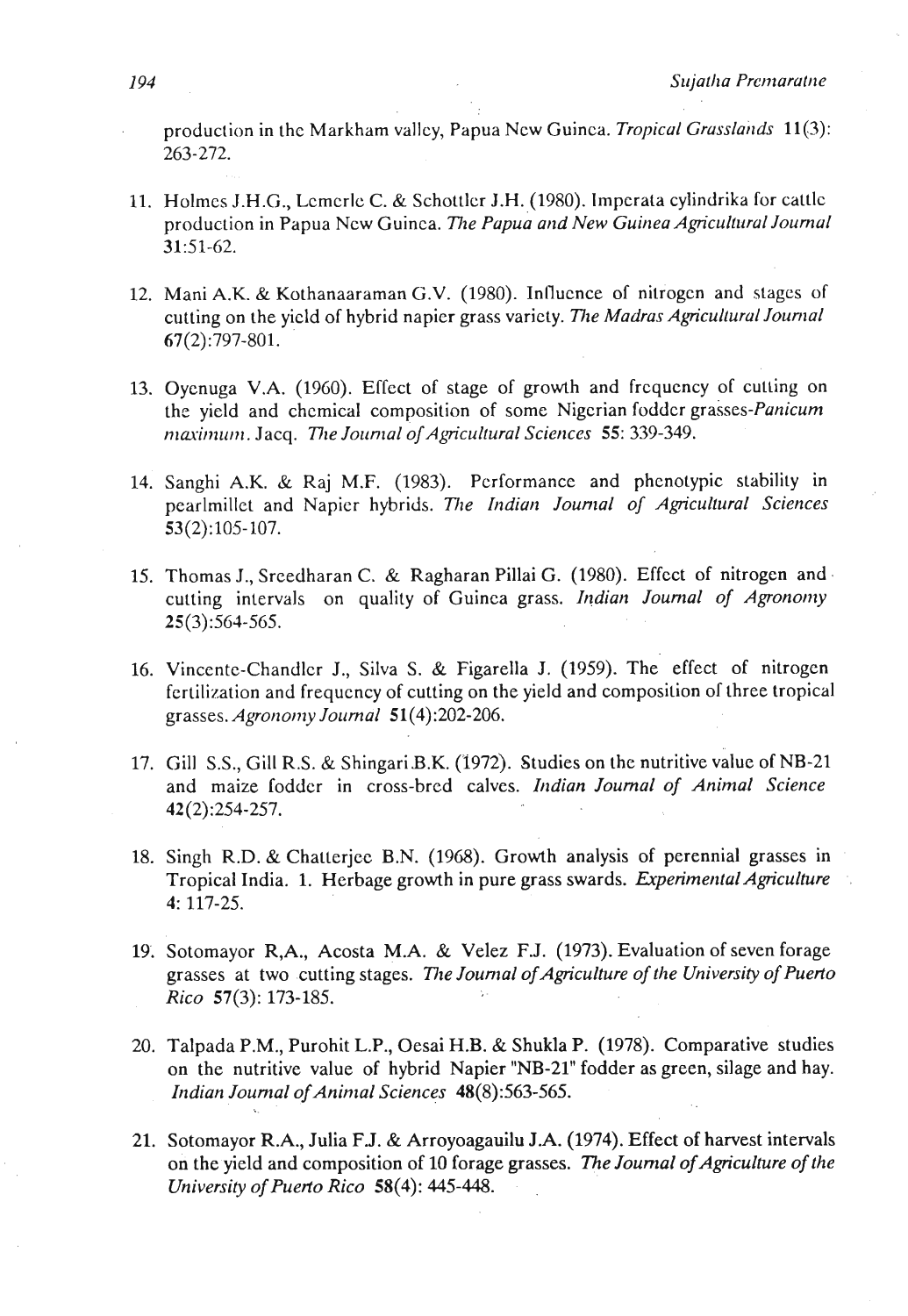production in the Markham valley, Papua New Guinea. *Tropical Grasslands* **11**(3): 263-272.

11. Holmes J.H.G., Lemerle C. & Schottler J.H. (1980). Imperata cylindrika for cattle production in Papua New Guinea. *The Papua and New Guinea Agricultural Journal* **31**:51-62.

12. Mani A.K. & Kothanaaraman G.V. (1980). Influence of nitrogen and stages of cutting on the yield of hybrid napier grass variety. *The Madras Agricultural Journal* **67**(2):797-801.

13. Oyenuga V.A. (1960). Effect of stage of growth and frequency of cutting on the yield and chemical composition of some Nigerian fodder grasses-*Panicum maximum*. Jacq. *The Journal of Agricultural Sciences* **55**: 339-349.

14. Sanghi A.K. & Raj M.F. (1983). Performance and phenotypic stability in pearlmillet and Napier hybrids. *The Indian Journal of Agricultural Sciences* **53**(2):105-107.

15. Thomas J., Sreedharan C. & Ragharan Pillai G. (1980). Effect of nitrogen and cutting intervals on quality of Guinea grass. *Indian Journal of Agronomy* **25**(3):564-565.

16. Vincente-Chandler J., Silva S. & Figarella J. (1959). The effect of nitrogen fertilization and frequency of cutting on the yield and composition of three tropical grasses. *Agronomy Journal* **51**(4):202-206.

17. Gill S.S., Gill R.S. & Shingari.B.K. (1972). Studies on the nutritive value of NB-21 and maize fodder in cross-bred calves. *Indian Journal of Animal Science* **42**(2):254-257.

18. Singh R.D. & Chatterjee B.N. (1968). Growth analysis of perennial grasses in Tropical India. 1. Herbage growth in pure grass swards. *Experimental Agriculture* **4**: 117-25.

19. Sotomayor R,A., Acosta M.A. & Velez F.J. (1973). Evaluation of seven forage grasses at two cutting stages. *The Journal of Agriculture of the University of Puerto Rico* **57**(3): 173-185.

20. Talpada P.M., Purohit L.P., Oesai H.B. & Shukla P. (1978). Comparative studies on the nutritive value of hybrid Napier "NB-21" fodder as green, silage and hay. *Indian Journal of Animal Sciences* **48**(8):563-565.

21. Sotomayor R.A., Julia F.J. & Arroyoagauilu J.A. (1974). Effect of harvest intervals on the yield and composition of 10 forage grasses. *The Journal of Agriculture of the University of Puerto Rico* **58**(4): 445-448.